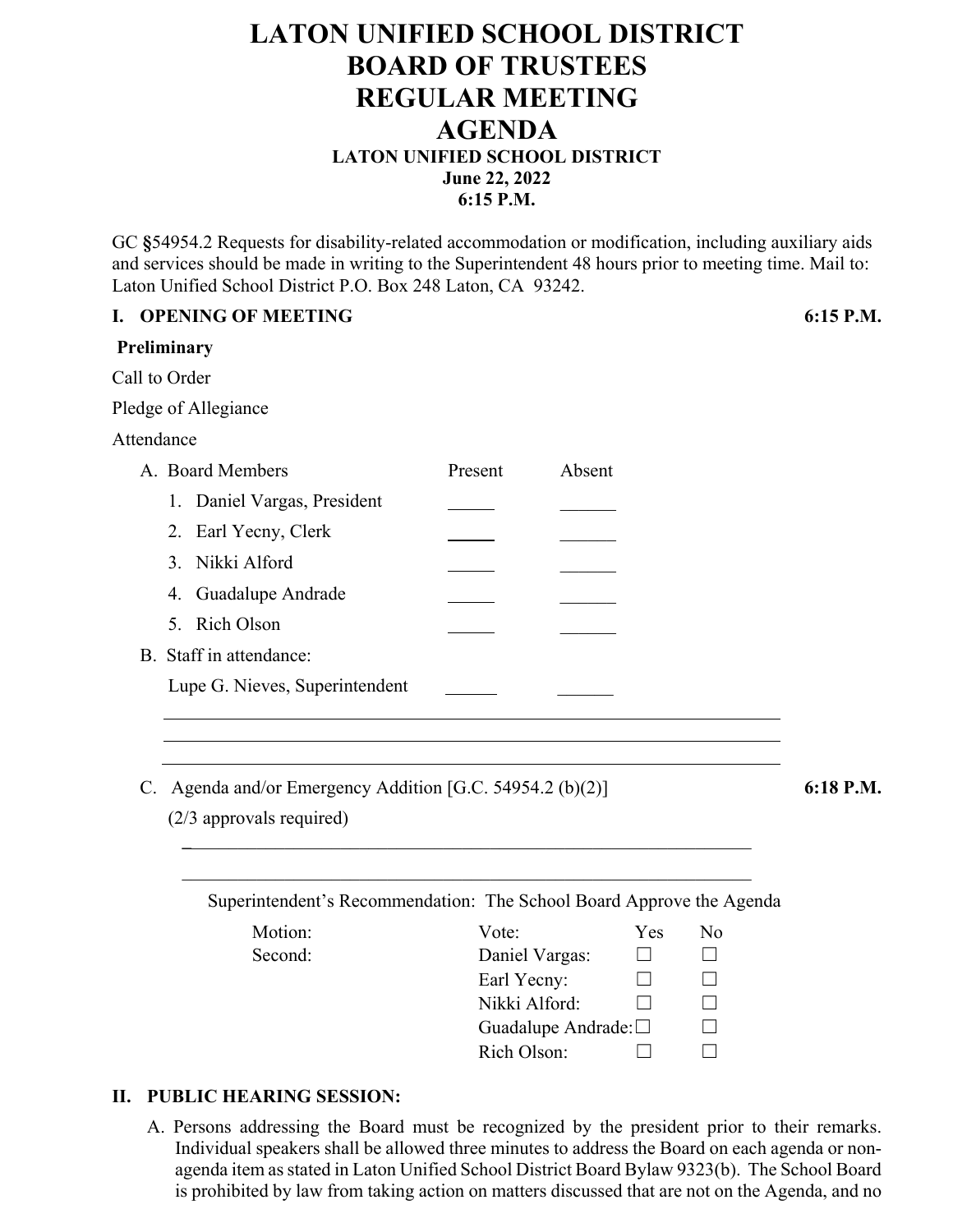# LATON UNIFIED SCHOOL DISTRICT
# BOARD OF TRUSTEES
# REGULAR MEETING
# AGENDA

**LATON UNIFIED SCHOOL DISTRICT**
**June 22, 2022**
**6:15 P.M.**

GC **§**54954.2 Requests for disability-related accommodation or modification, including auxiliary aids and services should be made in writing to the Superintendent 48 hours prior to meeting time. Mail to: Laton Unified School District P.O. Box 248 Laton, CA 93242.

## I. OPENING OF MEETING — 6:15 P.M.

**Preliminary**

Call to Order

Pledge of Allegiance

Attendance

A. Board Members

| | Present | Absent |
|---|---|---|
| 1. Daniel Vargas, President | _____ | ______ |
| 2. Earl Yecny, Clerk | _____ | ______ |
| 3. Nikki Alford | _____ | ______ |
| 4. Guadalupe Andrade | _____ | ______ |
| 5. Rich Olson | _____ | ______ |

B. Staff in attendance:

| | | |
|---|---|---|
| Lupe G. Nieves, Superintendent | ______ | ______ |

___________________________________________________________________

___________________________________________________________________

___________________________________________________________________

C. Agenda and/or Emergency Addition [G.C. 54954.2 (b)(2)] — **6:18 P.M.**

(2/3 approvals required)

_______________________________________________________________

_______________________________________________________________

Superintendent's Recommendation: The School Board Approve the Agenda

Motion:

Second:

| Vote: | Yes | No |
|---|---|---|
| Daniel Vargas: | ☐ | ☐ |
| Earl Yecny: | ☐ | ☐ |
| Nikki Alford: | ☐ | ☐ |
| Guadalupe Andrade: | ☐ | ☐ |
| Rich Olson: | ☐ | ☐ |

## II. PUBLIC HEARING SESSION:

A. Persons addressing the Board must be recognized by the president prior to their remarks. Individual speakers shall be allowed three minutes to address the Board on each agenda or non-agenda item as stated in Laton Unified School District Board Bylaw 9323(b). The School Board is prohibited by law from taking action on matters discussed that are not on the Agenda, and no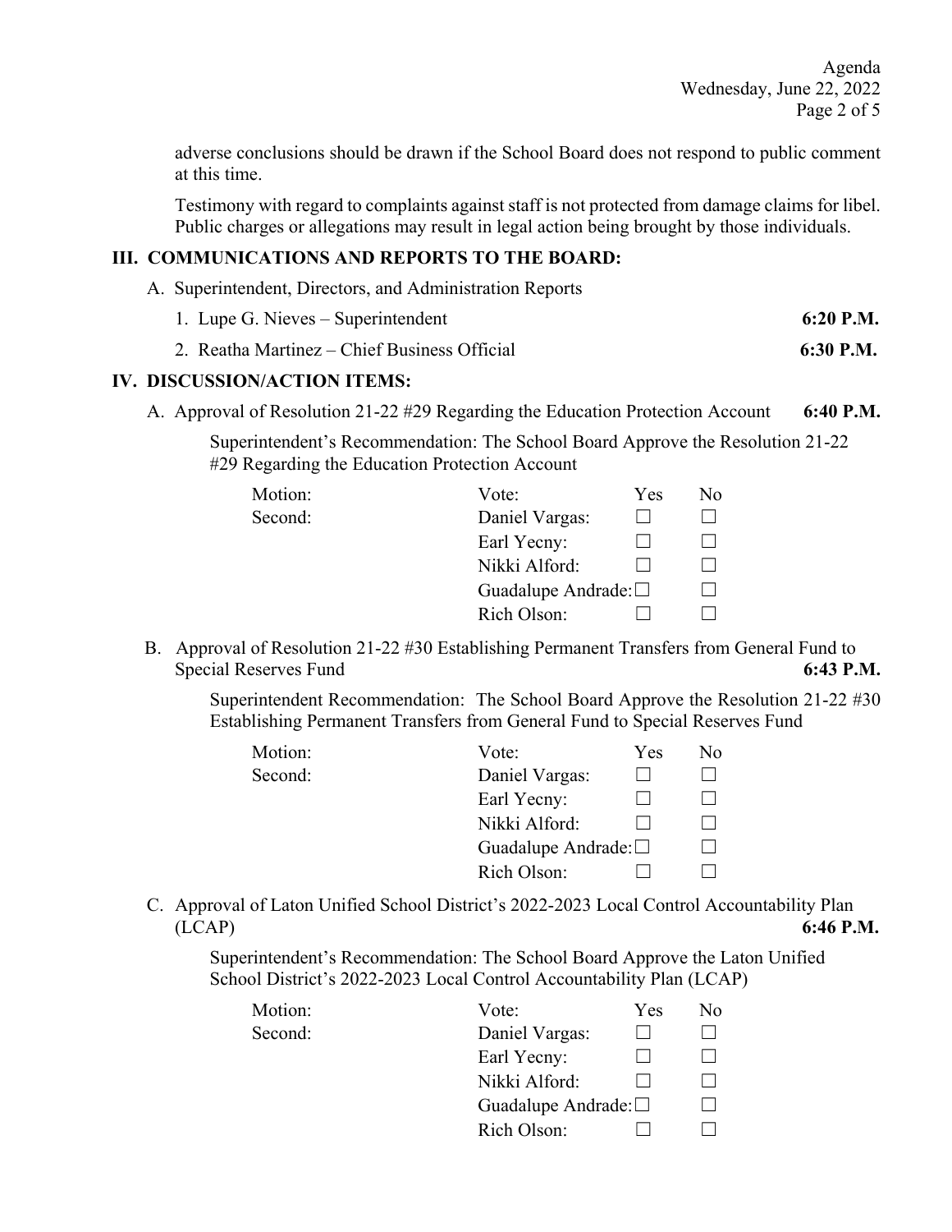adverse conclusions should be drawn if the School Board does not respond to public comment at this time.

Testimony with regard to complaints against staff is not protected from damage claims for libel. Public charges or allegations may result in legal action being brought by those individuals.

## III. COMMUNICATIONS AND REPORTS TO THE BOARD:

A. Superintendent, Directors, and Administration Reports

1. Lupe G. Nieves – Superintendent **6:20 P.M.**
2. Reatha Martinez – Chief Business Official **6:30 P.M.**

## IV. DISCUSSION/ACTION ITEMS:

A. Approval of Resolution 21-22 #29 Regarding the Education Protection Account **6:40 P.M.**

Superintendent's Recommendation: The School Board Approve the Resolution 21-22 #29 Regarding the Education Protection Account

| Motion: | Vote: | Yes | No |
|---|---|---|---|
| Second: | Daniel Vargas: | ☐ | ☐ |
| | Earl Yecny: | ☐ | ☐ |
| | Nikki Alford: | ☐ | ☐ |
| | Guadalupe Andrade: | ☐ | ☐ |
| | Rich Olson: | ☐ | ☐ |

B. Approval of Resolution 21-22 #30 Establishing Permanent Transfers from General Fund to Special Reserves Fund **6:43 P.M.**

Superintendent Recommendation: The School Board Approve the Resolution 21-22 #30 Establishing Permanent Transfers from General Fund to Special Reserves Fund

| Motion: | Vote: | Yes | No |
|---|---|---|---|
| Second: | Daniel Vargas: | ☐ | ☐ |
| | Earl Yecny: | ☐ | ☐ |
| | Nikki Alford: | ☐ | ☐ |
| | Guadalupe Andrade: | ☐ | ☐ |
| | Rich Olson: | ☐ | ☐ |

C. Approval of Laton Unified School District's 2022-2023 Local Control Accountability Plan (LCAP) **6:46 P.M.**

Superintendent's Recommendation: The School Board Approve the Laton Unified School District's 2022-2023 Local Control Accountability Plan (LCAP)

| Motion: | Vote: | Yes | No |
|---|---|---|---|
| Second: | Daniel Vargas: | ☐ | ☐ |
| | Earl Yecny: | ☐ | ☐ |
| | Nikki Alford: | ☐ | ☐ |
| | Guadalupe Andrade: | ☐ | ☐ |
| | Rich Olson: | ☐ | ☐ |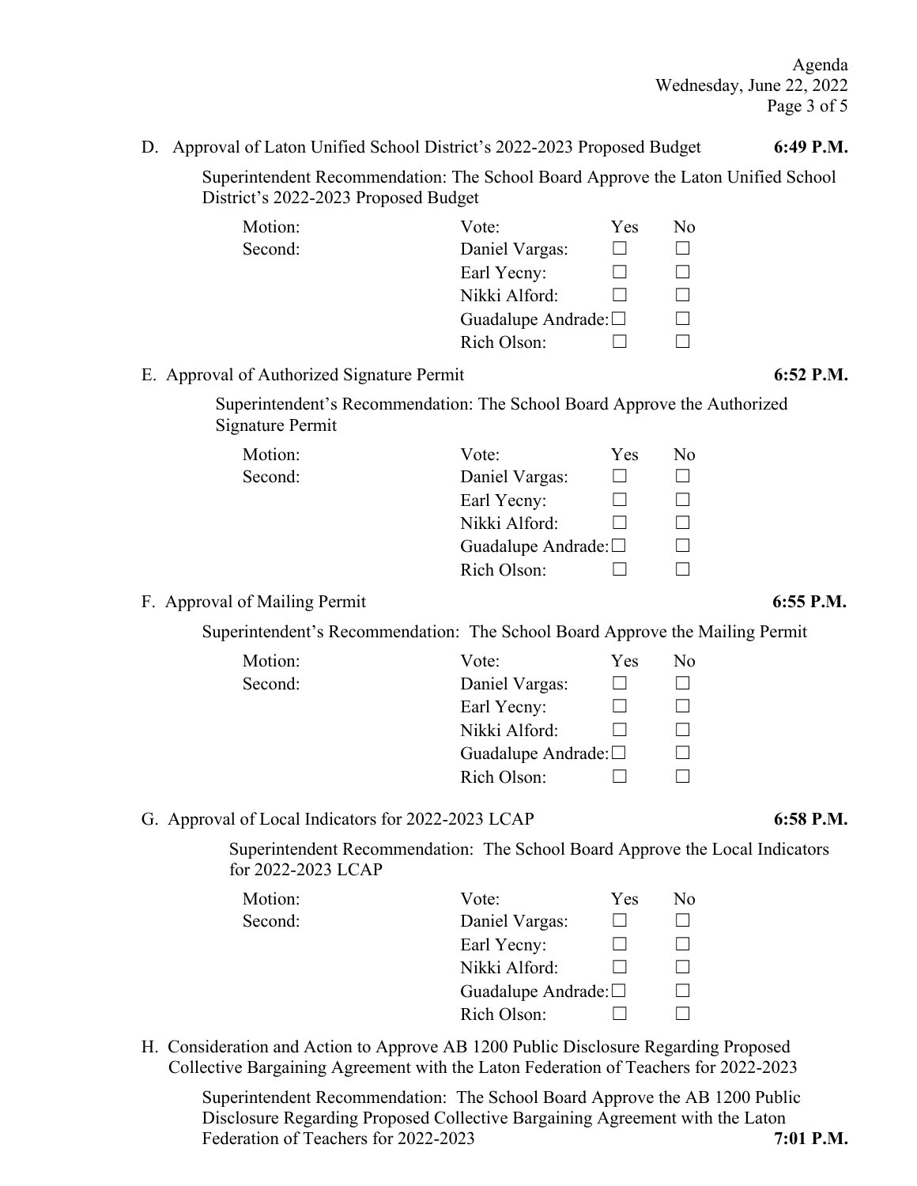D. Approval of Laton Unified School District's 2022-2023 Proposed Budget **6:49 P.M.**

Superintendent Recommendation: The School Board Approve the Laton Unified School District's 2022-2023 Proposed Budget

| Motion: | Vote: | Yes | No |
|---|---|---|---|
| Second: | Daniel Vargas: | ☐ | ☐ |
| | Earl Yecny: | ☐ | ☐ |
| | Nikki Alford: | ☐ | ☐ |
| | Guadalupe Andrade: | ☐ | ☐ |
| | Rich Olson: | ☐ | ☐ |

E. Approval of Authorized Signature Permit **6:52 P.M.**

Superintendent's Recommendation: The School Board Approve the Authorized Signature Permit

| Motion: | Vote: | Yes | No |
|---|---|---|---|
| Second: | Daniel Vargas: | ☐ | ☐ |
| | Earl Yecny: | ☐ | ☐ |
| | Nikki Alford: | ☐ | ☐ |
| | Guadalupe Andrade: | ☐ | ☐ |
| | Rich Olson: | ☐ | ☐ |

F. Approval of Mailing Permit **6:55 P.M.**

Superintendent's Recommendation: The School Board Approve the Mailing Permit

| Motion: | Vote: | Yes | No |
|---|---|---|---|
| Second: | Daniel Vargas: | ☐ | ☐ |
| | Earl Yecny: | ☐ | ☐ |
| | Nikki Alford: | ☐ | ☐ |
| | Guadalupe Andrade: | ☐ | ☐ |
| | Rich Olson: | ☐ | ☐ |

G. Approval of Local Indicators for 2022-2023 LCAP **6:58 P.M.**

Superintendent Recommendation: The School Board Approve the Local Indicators for 2022-2023 LCAP

| Motion: | Vote: | Yes | No |
|---|---|---|---|
| Second: | Daniel Vargas: | ☐ | ☐ |
| | Earl Yecny: | ☐ | ☐ |
| | Nikki Alford: | ☐ | ☐ |
| | Guadalupe Andrade: | ☐ | ☐ |
| | Rich Olson: | ☐ | ☐ |

H. Consideration and Action to Approve AB 1200 Public Disclosure Regarding Proposed Collective Bargaining Agreement with the Laton Federation of Teachers for 2022-2023

Superintendent Recommendation: The School Board Approve the AB 1200 Public Disclosure Regarding Proposed Collective Bargaining Agreement with the Laton Federation of Teachers for 2022-2023 **7:01 P.M.**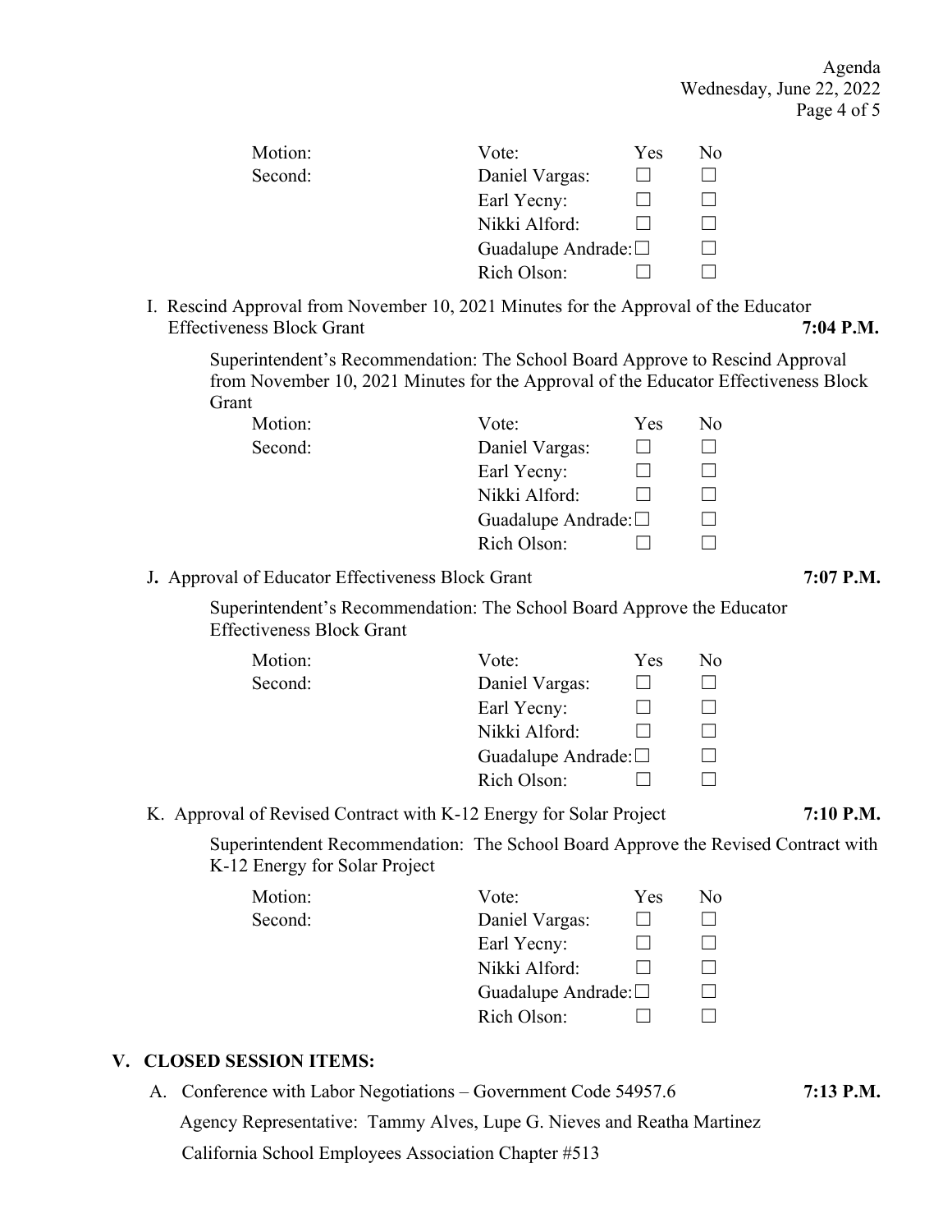| Motion: | Vote: | Yes | No |
|---|---|---|---|
| Second: | Daniel Vargas: | ☐ | ☐ |
| | Earl Yecny: | ☐ | ☐ |
| | Nikki Alford: | ☐ | ☐ |
| | Guadalupe Andrade: | ☐ | ☐ |
| | Rich Olson: | ☐ | ☐ |

I. Rescind Approval from November 10, 2021 Minutes for the Approval of the Educator Effectiveness Block Grant **7:04 P.M.**

Superintendent's Recommendation: The School Board Approve to Rescind Approval from November 10, 2021 Minutes for the Approval of the Educator Effectiveness Block Grant

| Motion: | Vote: | Yes | No |
|---|---|---|---|
| Second: | Daniel Vargas: | ☐ | ☐ |
| | Earl Yecny: | ☐ | ☐ |
| | Nikki Alford: | ☐ | ☐ |
| | Guadalupe Andrade: | ☐ | ☐ |
| | Rich Olson: | ☐ | ☐ |

J. Approval of Educator Effectiveness Block Grant **7:07 P.M.**

Superintendent's Recommendation: The School Board Approve the Educator Effectiveness Block Grant

| Motion: | Vote: | Yes | No |
|---|---|---|---|
| Second: | Daniel Vargas: | ☐ | ☐ |
| | Earl Yecny: | ☐ | ☐ |
| | Nikki Alford: | ☐ | ☐ |
| | Guadalupe Andrade: | ☐ | ☐ |
| | Rich Olson: | ☐ | ☐ |

K. Approval of Revised Contract with K-12 Energy for Solar Project **7:10 P.M.**

Superintendent Recommendation: The School Board Approve the Revised Contract with K-12 Energy for Solar Project

| Motion: | Vote: | Yes | No |
|---|---|---|---|
| Second: | Daniel Vargas: | ☐ | ☐ |
| | Earl Yecny: | ☐ | ☐ |
| | Nikki Alford: | ☐ | ☐ |
| | Guadalupe Andrade: | ☐ | ☐ |
| | Rich Olson: | ☐ | ☐ |

## V. CLOSED SESSION ITEMS:

A. Conference with Labor Negotiations – Government Code 54957.6 **7:13 P.M.**

Agency Representative: Tammy Alves, Lupe G. Nieves and Reatha Martinez

California School Employees Association Chapter #513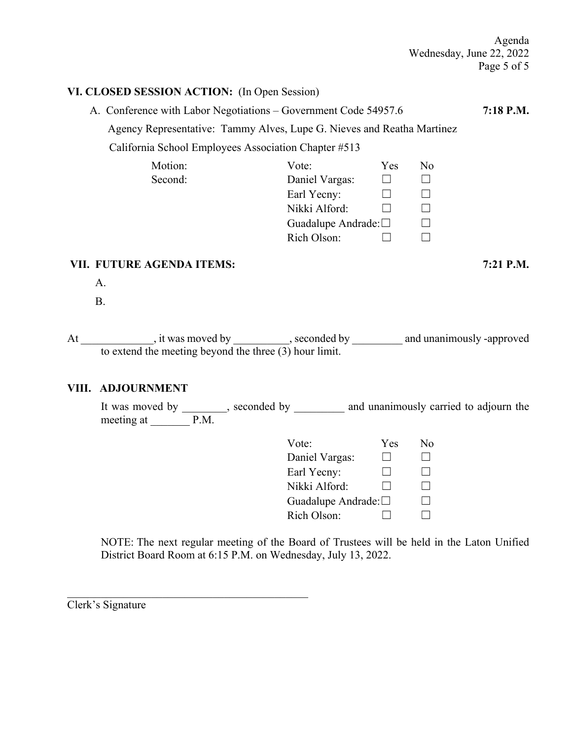### VI. CLOSED SESSION ACTION: (In Open Session)

A. Conference with Labor Negotiations – Government Code 54957.6 **7:18 P.M.**

Agency Representative: Tammy Alves, Lupe G. Nieves and Reatha Martinez

California School Employees Association Chapter #513

| | Vote: | Yes | No |
|---|---|---|---|
| Motion: | | | |
| Second: | Daniel Vargas: | ☐ | ☐ |
| | Earl Yecny: | ☐ | ☐ |
| | Nikki Alford: | ☐ | ☐ |
| | Guadalupe Andrade: | ☐ | ☐ |
| | Rich Olson: | ☐ | ☐ |

### VII. FUTURE AGENDA ITEMS: **7:21 P.M.**

A.

B.

At _____________, it was moved by __________, seconded by _________ and unanimously -approved to extend the meeting beyond the three (3) hour limit.

### VIII. ADJOURNMENT

It was moved by ________, seconded by _________ and unanimously carried to adjourn the meeting at _______ P.M.

| Vote: | Yes | No |
|---|---|---|
| Daniel Vargas: | ☐ | ☐ |
| Earl Yecny: | ☐ | ☐ |
| Nikki Alford: | ☐ | ☐ |
| Guadalupe Andrade: | ☐ | ☐ |
| Rich Olson: | ☐ | ☐ |

NOTE: The next regular meeting of the Board of Trustees will be held in the Laton Unified District Board Room at 6:15 P.M. on Wednesday, July 13, 2022.

_____________________________________________

Clerk's Signature